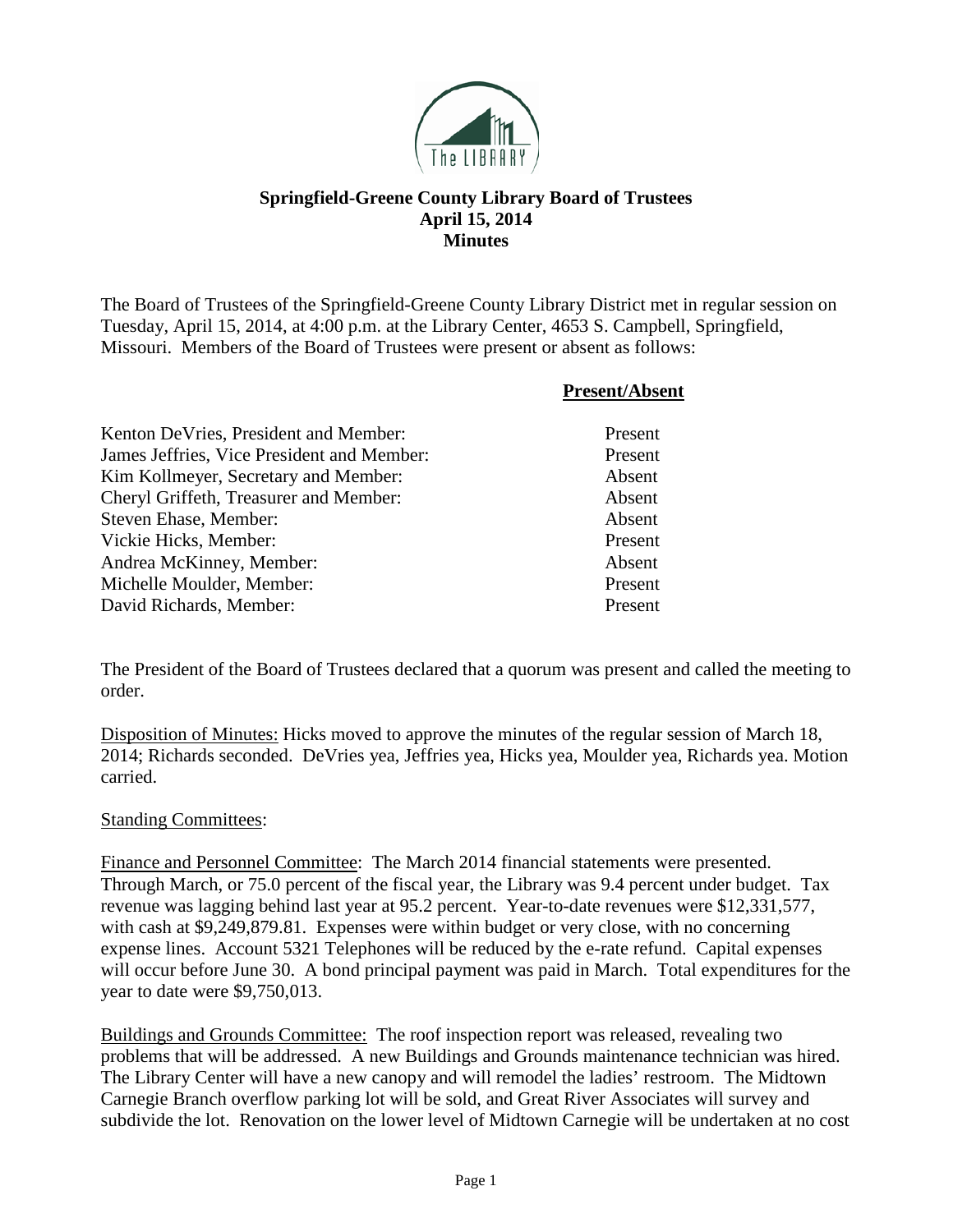# Springfield-Greene County Library Board of Trustees
## April 15, 2014
## Minutes

The Board of Trustees of the Springfield-Greene County Library District met in regular session on Tuesday, April 15, 2014, at 4:00 p.m. at the Library Center, 4653 S. Campbell, Springfield, Missouri. Members of the Board of Trustees were present or absent as follows:

| | **Present/Absent** |
|---|---|
| Kenton DeVries, President and Member: | Present |
| James Jeffries, Vice President and Member: | Present |
| Kim Kollmeyer, Secretary and Member: | Absent |
| Cheryl Griffeth, Treasurer and Member: | Absent |
| Steven Ehase, Member: | Absent |
| Vickie Hicks, Member: | Present |
| Andrea McKinney, Member: | Absent |
| Michelle Moulder, Member: | Present |
| David Richards, Member: | Present |

The President of the Board of Trustees declared that a quorum was present and called the meeting to order.

Disposition of Minutes: Hicks moved to approve the minutes of the regular session of March 18, 2014; Richards seconded. DeVries yea, Jeffries yea, Hicks yea, Moulder yea, Richards yea. Motion carried.

Standing Committees:

Finance and Personnel Committee: The March 2014 financial statements were presented. Through March, or 75.0 percent of the fiscal year, the Library was 9.4 percent under budget. Tax revenue was lagging behind last year at 95.2 percent. Year-to-date revenues were $12,331,577, with cash at $9,249,879.81. Expenses were within budget or very close, with no concerning expense lines. Account 5321 Telephones will be reduced by the e-rate refund. Capital expenses will occur before June 30. A bond principal payment was paid in March. Total expenditures for the year to date were $9,750,013.

Buildings and Grounds Committee: The roof inspection report was released, revealing two problems that will be addressed. A new Buildings and Grounds maintenance technician was hired. The Library Center will have a new canopy and will remodel the ladies' restroom. The Midtown Carnegie Branch overflow parking lot will be sold, and Great River Associates will survey and subdivide the lot. Renovation on the lower level of Midtown Carnegie will be undertaken at no cost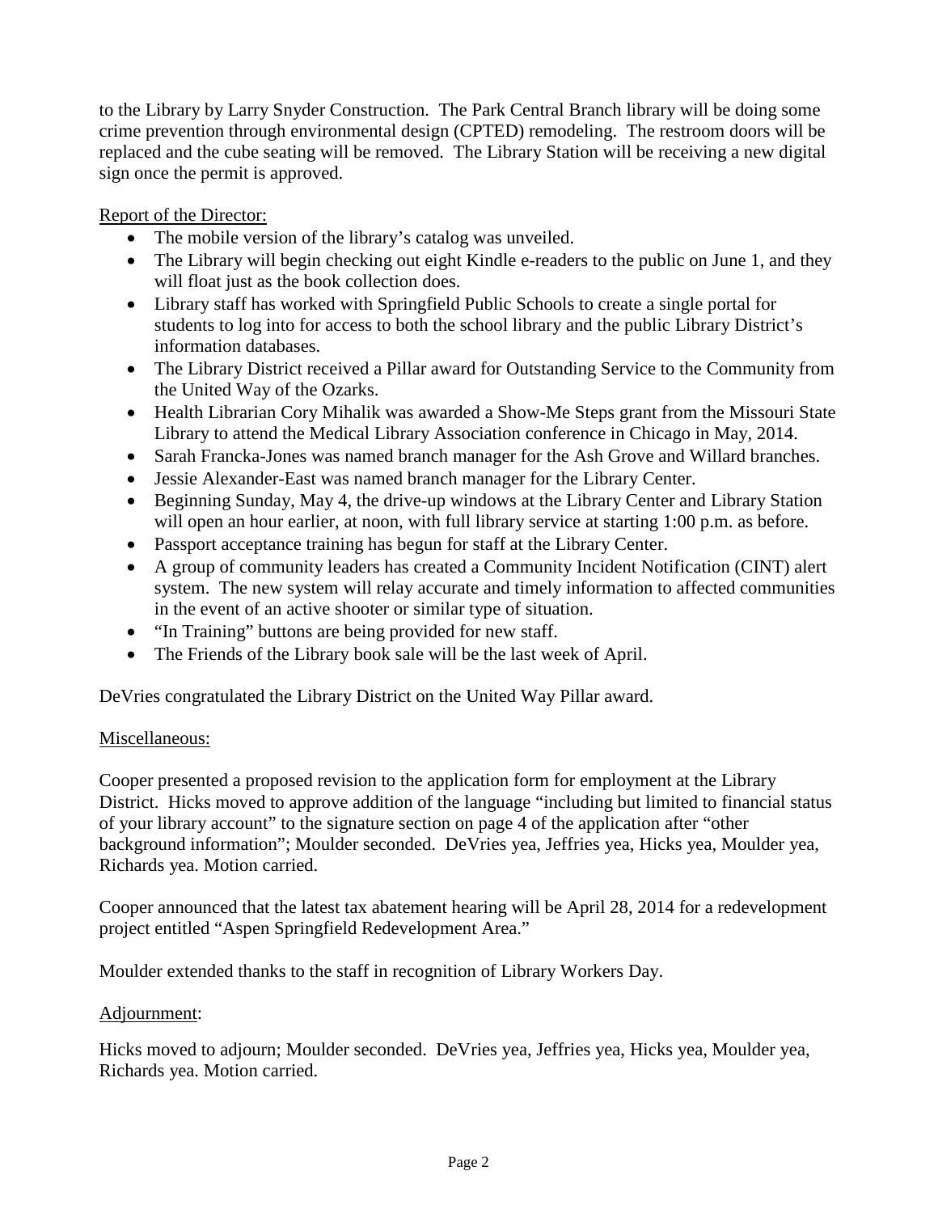to the Library by Larry Snyder Construction. The Park Central Branch library will be doing some crime prevention through environmental design (CPTED) remodeling. The restroom doors will be replaced and the cube seating will be removed. The Library Station will be receiving a new digital sign once the permit is approved.

Report of the Director:

- The mobile version of the library's catalog was unveiled.
- The Library will begin checking out eight Kindle e-readers to the public on June 1, and they will float just as the book collection does.
- Library staff has worked with Springfield Public Schools to create a single portal for students to log into for access to both the school library and the public Library District's information databases.
- The Library District received a Pillar award for Outstanding Service to the Community from the United Way of the Ozarks.
- Health Librarian Cory Mihalik was awarded a Show-Me Steps grant from the Missouri State Library to attend the Medical Library Association conference in Chicago in May, 2014.
- Sarah Francka-Jones was named branch manager for the Ash Grove and Willard branches.
- Jessie Alexander-East was named branch manager for the Library Center.
- Beginning Sunday, May 4, the drive-up windows at the Library Center and Library Station will open an hour earlier, at noon, with full library service at starting 1:00 p.m. as before.
- Passport acceptance training has begun for staff at the Library Center.
- A group of community leaders has created a Community Incident Notification (CINT) alert system. The new system will relay accurate and timely information to affected communities in the event of an active shooter or similar type of situation.
- "In Training" buttons are being provided for new staff.
- The Friends of the Library book sale will be the last week of April.

DeVries congratulated the Library District on the United Way Pillar award.

Miscellaneous:

Cooper presented a proposed revision to the application form for employment at the Library District. Hicks moved to approve addition of the language "including but limited to financial status of your library account" to the signature section on page 4 of the application after "other background information"; Moulder seconded. DeVries yea, Jeffries yea, Hicks yea, Moulder yea, Richards yea. Motion carried.

Cooper announced that the latest tax abatement hearing will be April 28, 2014 for a redevelopment project entitled "Aspen Springfield Redevelopment Area."

Moulder extended thanks to the staff in recognition of Library Workers Day.

Adjournment:

Hicks moved to adjourn; Moulder seconded. DeVries yea, Jeffries yea, Hicks yea, Moulder yea, Richards yea. Motion carried.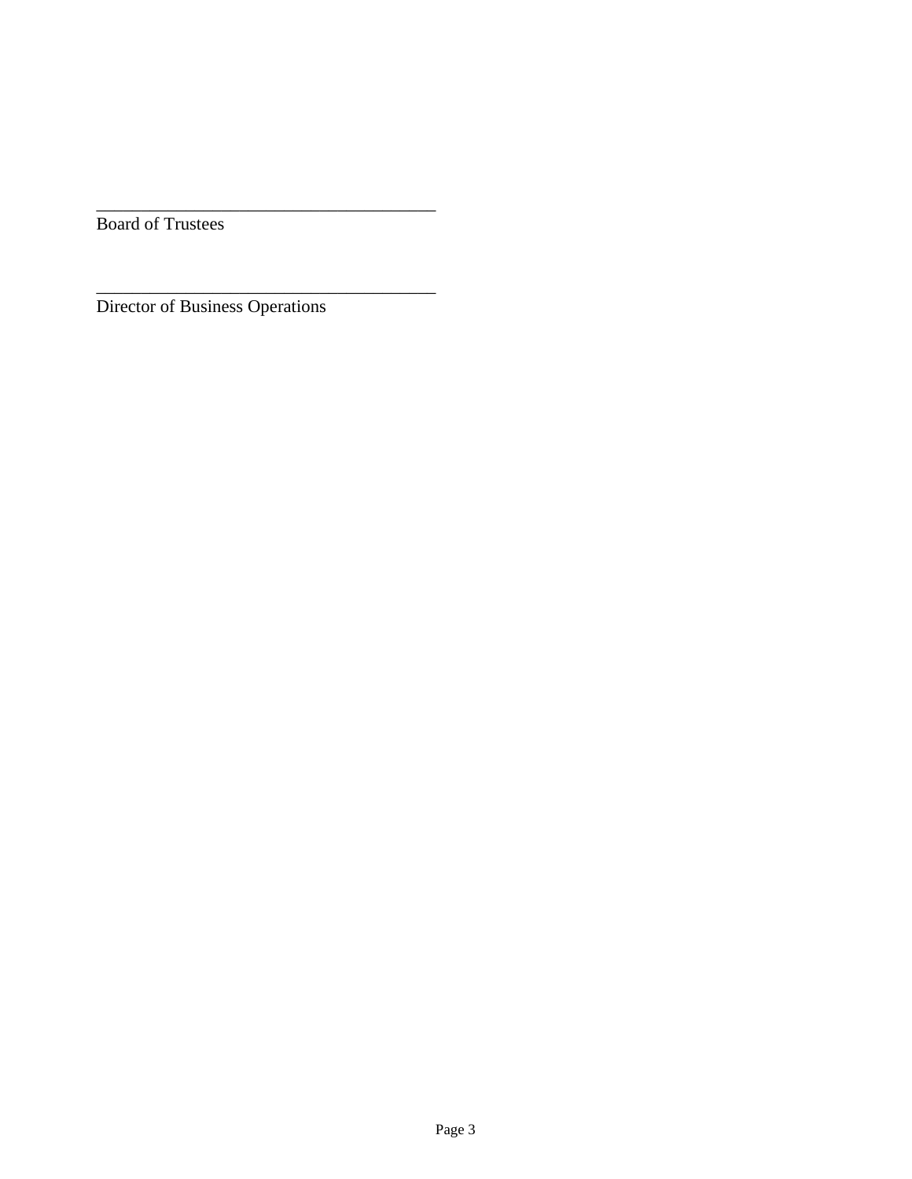\_\_\_\_\_\_\_\_\_\_\_\_\_\_\_\_\_\_\_\_\_\_\_\_\_\_\_\_\_\_\_\_\_\_\_\_\_\_\_
Board of Trustees

\_\_\_\_\_\_\_\_\_\_\_\_\_\_\_\_\_\_\_\_\_\_\_\_\_\_\_\_\_\_\_\_\_\_\_\_\_\_\_
Director of Business Operations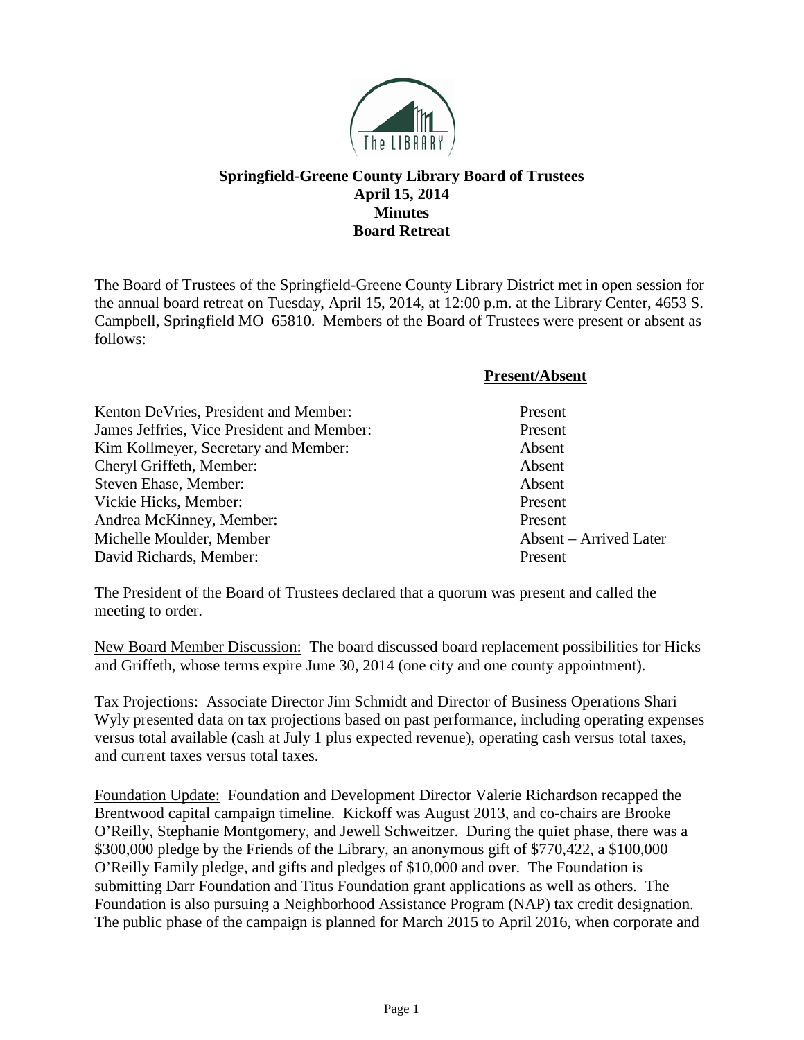**Springfield-Greene County Library Board of Trustees**
**April 15, 2014**
**Minutes**
**Board Retreat**

The Board of Trustees of the Springfield-Greene County Library District met in open session for the annual board retreat on Tuesday, April 15, 2014, at 12:00 p.m. at the Library Center, 4653 S. Campbell, Springfield MO 65810. Members of the Board of Trustees were present or absent as follows:

| | **Present/Absent** |
|---|---|
| Kenton DeVries, President and Member: | Present |
| James Jeffries, Vice President and Member: | Present |
| Kim Kollmeyer, Secretary and Member: | Absent |
| Cheryl Griffeth, Member: | Absent |
| Steven Ehase, Member: | Absent |
| Vickie Hicks, Member: | Present |
| Andrea McKinney, Member: | Present |
| Michelle Moulder, Member | Absent – Arrived Later |
| David Richards, Member: | Present |

The President of the Board of Trustees declared that a quorum was present and called the meeting to order.

New Board Member Discussion: The board discussed board replacement possibilities for Hicks and Griffeth, whose terms expire June 30, 2014 (one city and one county appointment).

Tax Projections: Associate Director Jim Schmidt and Director of Business Operations Shari Wyly presented data on tax projections based on past performance, including operating expenses versus total available (cash at July 1 plus expected revenue), operating cash versus total taxes, and current taxes versus total taxes.

Foundation Update: Foundation and Development Director Valerie Richardson recapped the Brentwood capital campaign timeline. Kickoff was August 2013, and co-chairs are Brooke O'Reilly, Stephanie Montgomery, and Jewell Schweitzer. During the quiet phase, there was a $300,000 pledge by the Friends of the Library, an anonymous gift of $770,422, a $100,000 O'Reilly Family pledge, and gifts and pledges of $10,000 and over. The Foundation is submitting Darr Foundation and Titus Foundation grant applications as well as others. The Foundation is also pursuing a Neighborhood Assistance Program (NAP) tax credit designation. The public phase of the campaign is planned for March 2015 to April 2016, when corporate and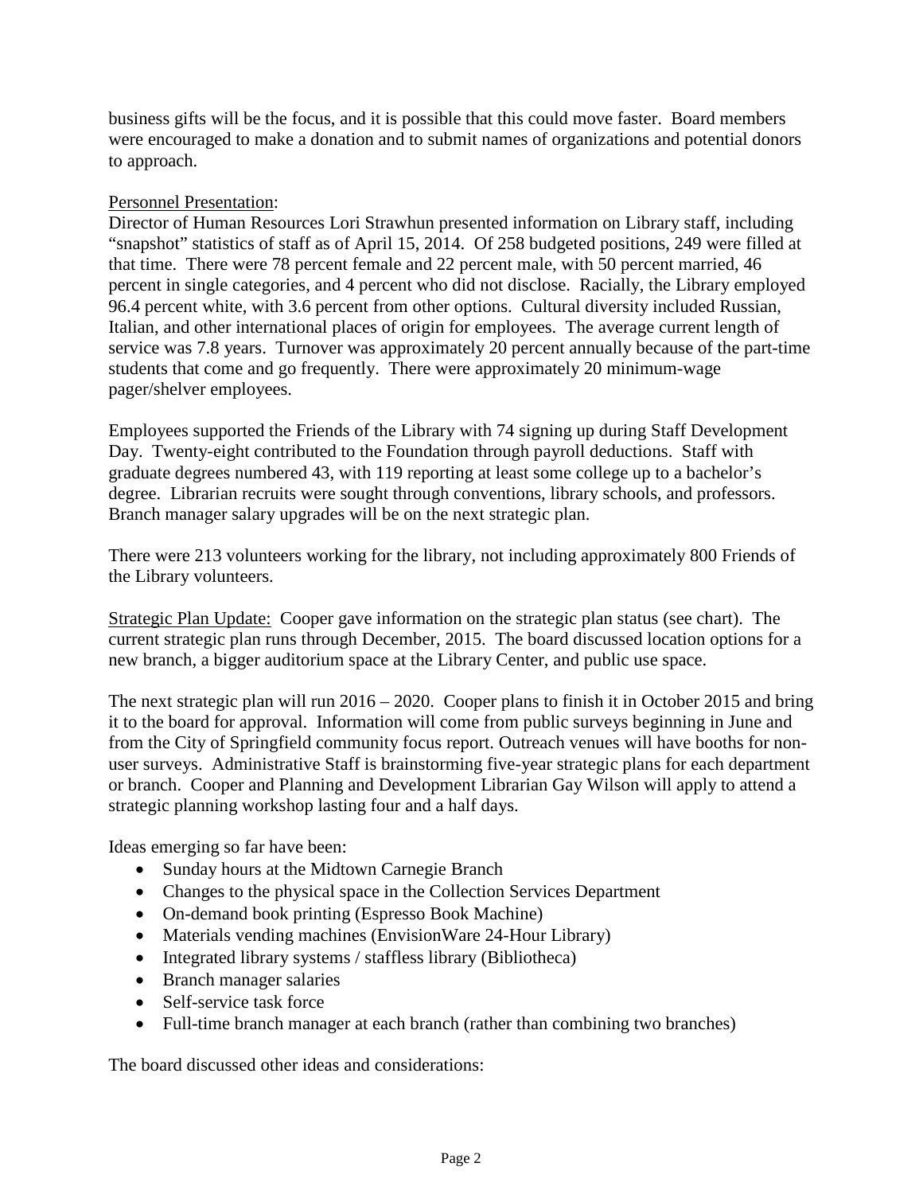business gifts will be the focus, and it is possible that this could move faster. Board members were encouraged to make a donation and to submit names of organizations and potential donors to approach.

Personnel Presentation:
Director of Human Resources Lori Strawhun presented information on Library staff, including "snapshot" statistics of staff as of April 15, 2014. Of 258 budgeted positions, 249 were filled at that time. There were 78 percent female and 22 percent male, with 50 percent married, 46 percent in single categories, and 4 percent who did not disclose. Racially, the Library employed 96.4 percent white, with 3.6 percent from other options. Cultural diversity included Russian, Italian, and other international places of origin for employees. The average current length of service was 7.8 years. Turnover was approximately 20 percent annually because of the part-time students that come and go frequently. There were approximately 20 minimum-wage pager/shelver employees.

Employees supported the Friends of the Library with 74 signing up during Staff Development Day. Twenty-eight contributed to the Foundation through payroll deductions. Staff with graduate degrees numbered 43, with 119 reporting at least some college up to a bachelor's degree. Librarian recruits were sought through conventions, library schools, and professors. Branch manager salary upgrades will be on the next strategic plan.

There were 213 volunteers working for the library, not including approximately 800 Friends of the Library volunteers.

Strategic Plan Update: Cooper gave information on the strategic plan status (see chart). The current strategic plan runs through December, 2015. The board discussed location options for a new branch, a bigger auditorium space at the Library Center, and public use space.

The next strategic plan will run 2016 – 2020. Cooper plans to finish it in October 2015 and bring it to the board for approval. Information will come from public surveys beginning in June and from the City of Springfield community focus report. Outreach venues will have booths for non-user surveys. Administrative Staff is brainstorming five-year strategic plans for each department or branch. Cooper and Planning and Development Librarian Gay Wilson will apply to attend a strategic planning workshop lasting four and a half days.

Ideas emerging so far have been:

- Sunday hours at the Midtown Carnegie Branch
- Changes to the physical space in the Collection Services Department
- On-demand book printing (Espresso Book Machine)
- Materials vending machines (EnvisionWare 24-Hour Library)
- Integrated library systems / staffless library (Bibliotheca)
- Branch manager salaries
- Self-service task force
- Full-time branch manager at each branch (rather than combining two branches)

The board discussed other ideas and considerations: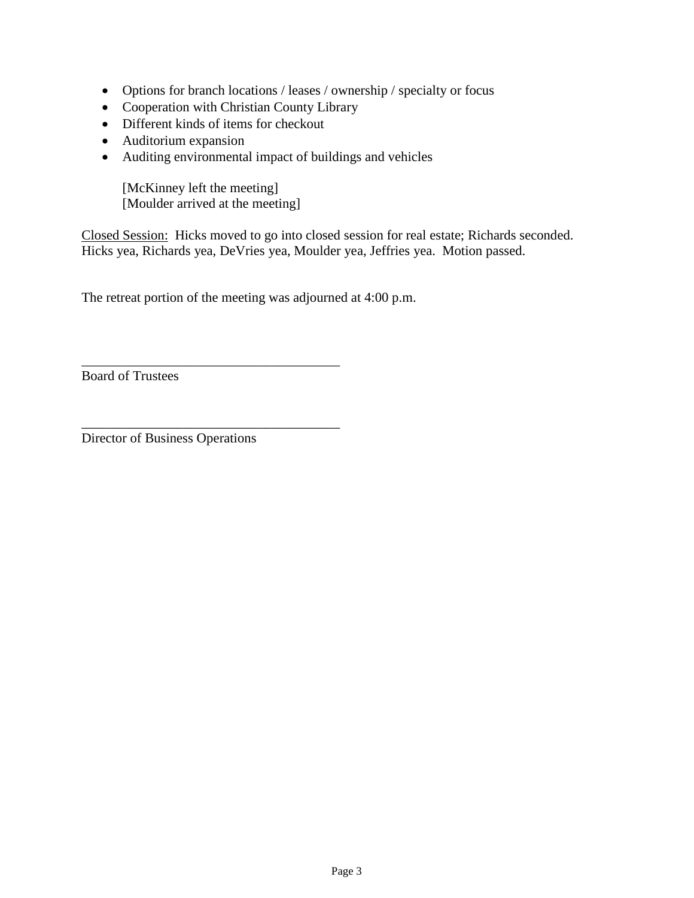- Options for branch locations / leases / ownership / specialty or focus
- Cooperation with Christian County Library
- Different kinds of items for checkout
- Auditorium expansion
- Auditing environmental impact of buildings and vehicles

[McKinney left the meeting]
[Moulder arrived at the meeting]

Closed Session: Hicks moved to go into closed session for real estate; Richards seconded. Hicks yea, Richards yea, DeVries yea, Moulder yea, Jeffries yea. Motion passed.

The retreat portion of the meeting was adjourned at 4:00 p.m.

______________________________________
Board of Trustees

______________________________________
Director of Business Operations